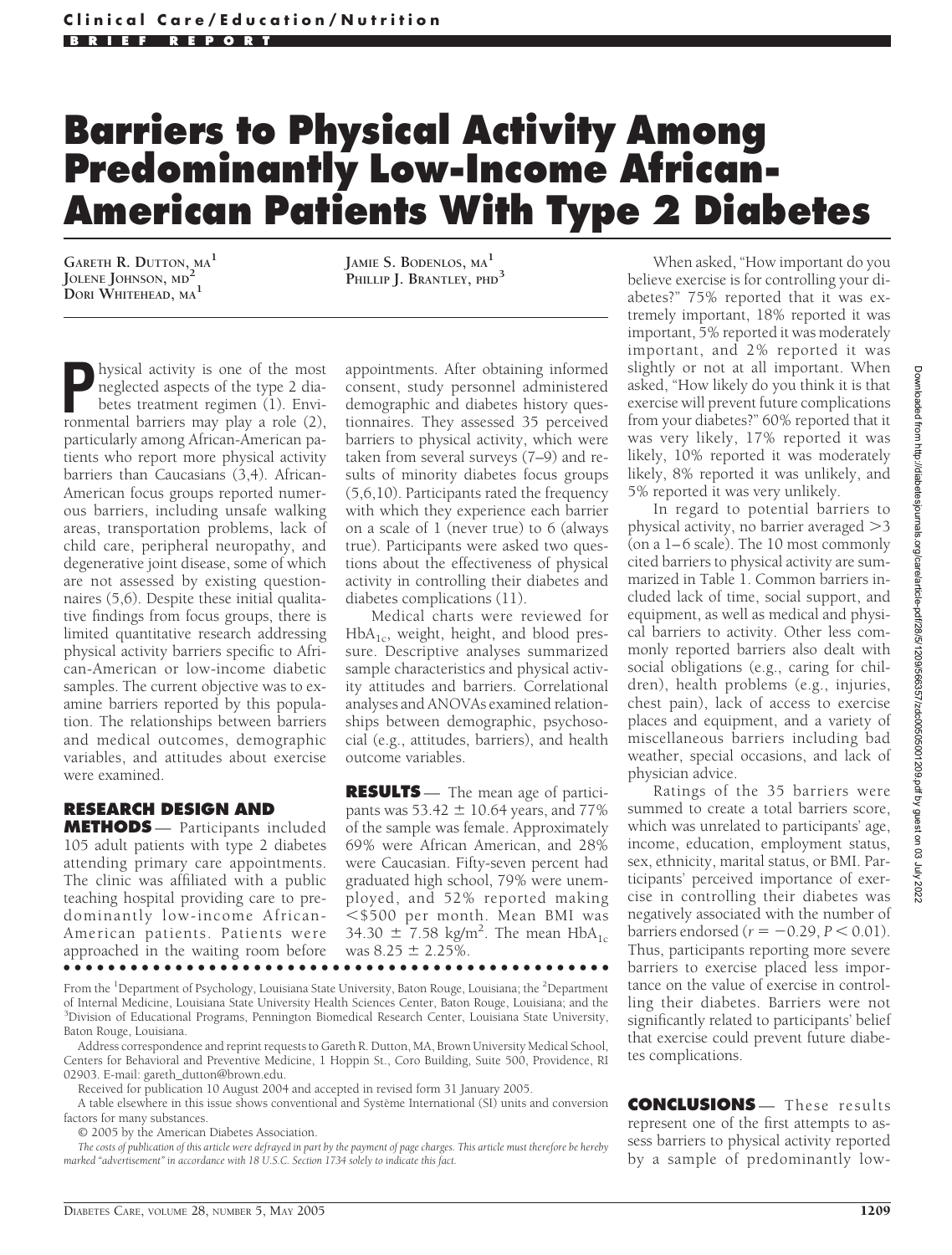Clinical Care/Education/Nutrition

BRIEF REPORT

# Barriers to Physical Activity Among Predominantly Low-Income African-American Patients With Type 2 Diabetes

Gareth R. Dutton, MA[1], Jolene Johnson, MD[2], Dori Whitehead, MA[1], Jamie S. Bodenlos, MA[1], Phillip J. Brantley, PhD[3]

Physical activity is one of the most neglected aspects of the type 2 diabetes treatment regimen (1). Environmental barriers may play a role (2), particularly among African-American patients who report more physical activity barriers than Caucasians (3,4). African-American focus groups reported numerous barriers, including unsafe walking areas, transportation problems, lack of child care, peripheral neuropathy, and degenerative joint disease, some of which are not assessed by existing questionnaires (5,6). Despite these initial qualitative findings from focus groups, there is limited quantitative research addressing physical activity barriers specific to African-American or low-income diabetic samples. The current objective was to examine barriers reported by this population. The relationships between barriers and medical outcomes, demographic variables, and attitudes about exercise were examined.

## RESEARCH DESIGN AND METHODS

Participants included 105 adult patients with type 2 diabetes attending primary care appointments. The clinic was affiliated with a public teaching hospital providing care to predominantly low-income African-American patients. Patients were approached in the waiting room before appointments. After obtaining informed consent, study personnel administered demographic and diabetes history questionnaires. They assessed 35 perceived barriers to physical activity, which were taken from several surveys (7–9) and results of minority diabetes focus groups (5,6,10). Participants rated the frequency with which they experience each barrier on a scale of 1 (never true) to 6 (always true). Participants were asked two questions about the effectiveness of physical activity in controlling their diabetes and diabetes complications (11).

Medical charts were reviewed for $HbA_{1c}$, weight, height, and blood pressure. Descriptive analyses summarized sample characteristics and physical activity attitudes and barriers. Correlational analyses and ANOVAs examined relationships between demographic, psychosocial (e.g., attitudes, barriers), and health outcome variables.

## RESULTS

The mean age of participants was 53.42 ± 10.64 years, and 77% of the sample was female. Approximately 69% were African American, and 28% were Caucasian. Fifty-seven percent had graduated high school, 79% were unemployed, and 52% reported making <$500 per month. Mean BMI was 34.30 ± 7.58 kg/m$^2$. The mean $HbA_{1c}$ was 8.25 ± 2.25%.

When asked, "How important do you believe exercise is for controlling your diabetes?" 75% reported that it was extremely important, 18% reported it was important, 5% reported it was moderately important, and 2% reported it was slightly or not at all important. When asked, "How likely do you think it is that exercise will prevent future complications from your diabetes?" 60% reported that it was very likely, 17% reported it was likely, 10% reported it was moderately likely, 8% reported it was unlikely, and 5% reported it was very unlikely.

In regard to potential barriers to physical activity, no barrier averaged >3 (on a 1–6 scale). The 10 most commonly cited barriers to physical activity are summarized in Table 1. Common barriers included lack of time, social support, and equipment, as well as medical and physical barriers to activity. Other less commonly reported barriers also dealt with social obligations (e.g., caring for children), health problems (e.g., injuries, chest pain), lack of access to exercise places and equipment, and a variety of miscellaneous barriers including bad weather, special occasions, and lack of physician advice.

Ratings of the 35 barriers were summed to create a total barriers score, which was unrelated to participants' age, income, education, employment status, sex, ethnicity, marital status, or BMI. Participants' perceived importance of exercise in controlling their diabetes was negatively associated with the number of barriers endorsed ($r = -0.29$, $P < 0.01$). Thus, participants reporting more severe barriers to exercise placed less importance on the value of exercise in controlling their diabetes. Barriers were not significantly related to participants' belief that exercise could prevent future diabetes complications.

## CONCLUSIONS

These results represent one of the first attempts to assess barriers to physical activity reported by a sample of predominantly low-

From the [1]Department of Psychology, Louisiana State University, Baton Rouge, Louisiana; the [2]Department of Internal Medicine, Louisiana State University Health Sciences Center, Baton Rouge, Louisiana; and the [3]Division of Educational Programs, Pennington Biomedical Research Center, Louisiana State University, Baton Rouge, Louisiana.

Address correspondence and reprint requests to Gareth R. Dutton, MA, Brown University Medical School, Centers for Behavioral and Preventive Medicine, 1 Hoppin St., Coro Building, Suite 500, Providence, RI 02903. E-mail: gareth_dutton@brown.edu.

Received for publication 10 August 2004 and accepted in revised form 31 January 2005.

A table elsewhere in this issue shows conventional and Système International (SI) units and conversion factors for many substances.

© 2005 by the American Diabetes Association.

*The costs of publication of this article were defrayed in part by the payment of page charges. This article must therefore be hereby marked "advertisement" in accordance with 18 U.S.C. Section 1734 solely to indicate this fact.*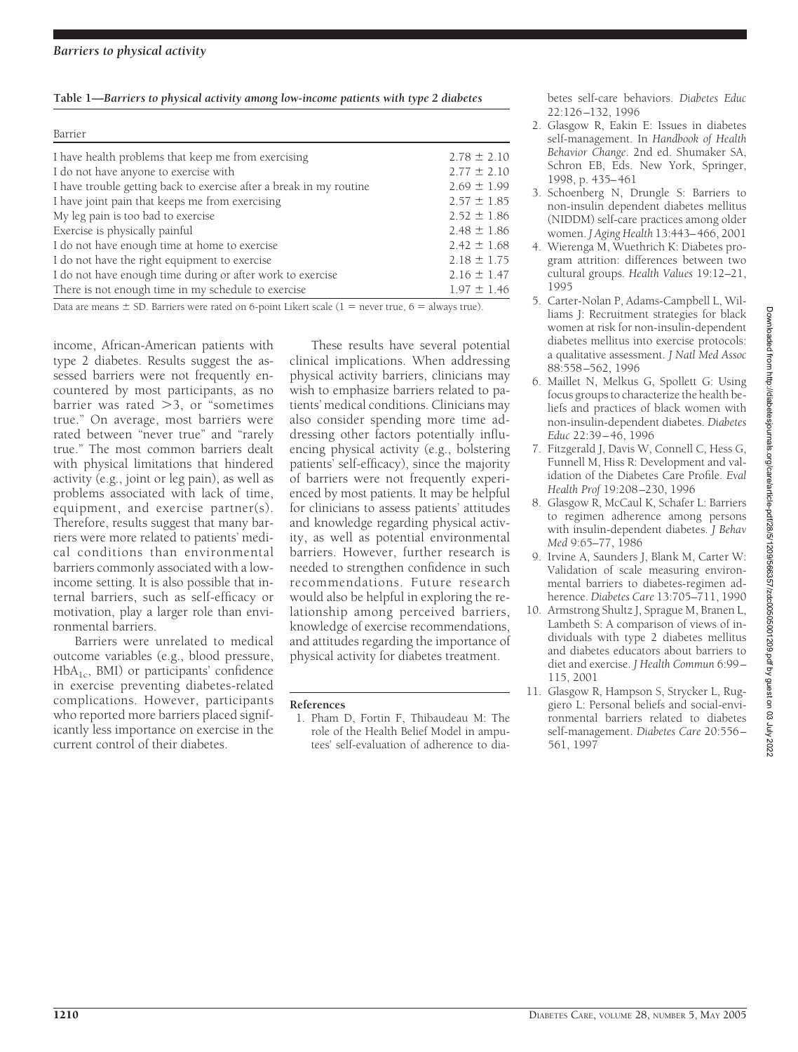**Table 1—*Barriers to physical activity among low-income patients with type 2 diabetes***

| Barrier | |
|---|---|
| I have health problems that keep me from exercising | 2.78 ± 2.10 |
| I do not have anyone to exercise with | 2.77 ± 2.10 |
| I have trouble getting back to exercise after a break in my routine | 2.69 ± 1.99 |
| I have joint pain that keeps me from exercising | 2.57 ± 1.85 |
| My leg pain is too bad to exercise | 2.52 ± 1.86 |
| Exercise is physically painful | 2.48 ± 1.86 |
| I do not have enough time at home to exercise | 2.42 ± 1.68 |
| I do not have the right equipment to exercise | 2.18 ± 1.75 |
| I do not have enough time during or after work to exercise | 2.16 ± 1.47 |
| There is not enough time in my schedule to exercise | 1.97 ± 1.46 |

Data are means ± SD. Barriers were rated on 6-point Likert scale (1 = never true, 6 = always true).

income, African-American patients with type 2 diabetes. Results suggest the assessed barriers were not frequently encountered by most participants, as no barrier was rated >3, or "sometimes true." On average, most barriers were rated between "never true" and "rarely true." The most common barriers dealt with physical limitations that hindered activity (e.g., joint or leg pain), as well as problems associated with lack of time, equipment, and exercise partner(s). Therefore, results suggest that many barriers were more related to patients' medical conditions than environmental barriers commonly associated with a low-income setting. It is also possible that internal barriers, such as self-efficacy or motivation, play a larger role than environmental barriers.

Barriers were unrelated to medical outcome variables (e.g., blood pressure, $HbA_{1c}$, BMI) or participants' confidence in exercise preventing diabetes-related complications. However, participants who reported more barriers placed significantly less importance on exercise in the current control of their diabetes.

These results have several potential clinical implications. When addressing physical activity barriers, clinicians may wish to emphasize barriers related to patients' medical conditions. Clinicians may also consider spending more time addressing other factors potentially influencing physical activity (e.g., bolstering patients' self-efficacy), since the majority of barriers were not frequently experienced by most patients. It may be helpful for clinicians to assess patients' attitudes and knowledge regarding physical activity, as well as potential environmental barriers. However, further research is needed to strengthen confidence in such recommendations. Future research would also be helpful in exploring the relationship among perceived barriers, knowledge of exercise recommendations, and attitudes regarding the importance of physical activity for diabetes treatment.

#### References

1. Pham D, Fortin F, Thibaudeau M: The role of the Health Belief Model in amputees' self-evaluation of adherence to diabetes self-care behaviors. *Diabetes Educ* 22:126–132, 1996
2. Glasgow R, Eakin E: Issues in diabetes self-management. In *Handbook of Health Behavior Change*. 2nd ed. Shumaker SA, Schron EB, Eds. New York, Springer, 1998, p. 435–461
3. Schoenberg N, Drungle S: Barriers to non-insulin dependent diabetes mellitus (NIDDM) self-care practices among older women. *J Aging Health* 13:443–466, 2001
4. Wierenga M, Wuethrich K: Diabetes program attrition: differences between two cultural groups. *Health Values* 19:12–21, 1995
5. Carter-Nolan P, Adams-Campbell L, Williams J: Recruitment strategies for black women at risk for non-insulin-dependent diabetes mellitus into exercise protocols: a qualitative assessment. *J Natl Med Assoc* 88:558–562, 1996
6. Maillet N, Melkus G, Spollett G: Using focus groups to characterize the health beliefs and practices of black women with non-insulin-dependent diabetes. *Diabetes Educ* 22:39–46, 1996
7. Fitzgerald J, Davis W, Connell C, Hess G, Funnell M, Hiss R: Development and validation of the Diabetes Care Profile. *Eval Health Prof* 19:208–230, 1996
8. Glasgow R, McCaul K, Schafer L: Barriers to regimen adherence among persons with insulin-dependent diabetes. *J Behav Med* 9:65–77, 1986
9. Irvine A, Saunders J, Blank M, Carter W: Validation of scale measuring environmental barriers to diabetes-regimen adherence. *Diabetes Care* 13:705–711, 1990
10. Armstrong Shultz J, Sprague M, Branen L, Lambeth S: A comparison of views of individuals with type 2 diabetes mellitus and diabetes educators about barriers to diet and exercise. *J Health Commun* 6:99–115, 2001
11. Glasgow R, Hampson S, Strycker L, Ruggiero L: Personal beliefs and social-environmental barriers related to diabetes self-management. *Diabetes Care* 20:556–561, 1997